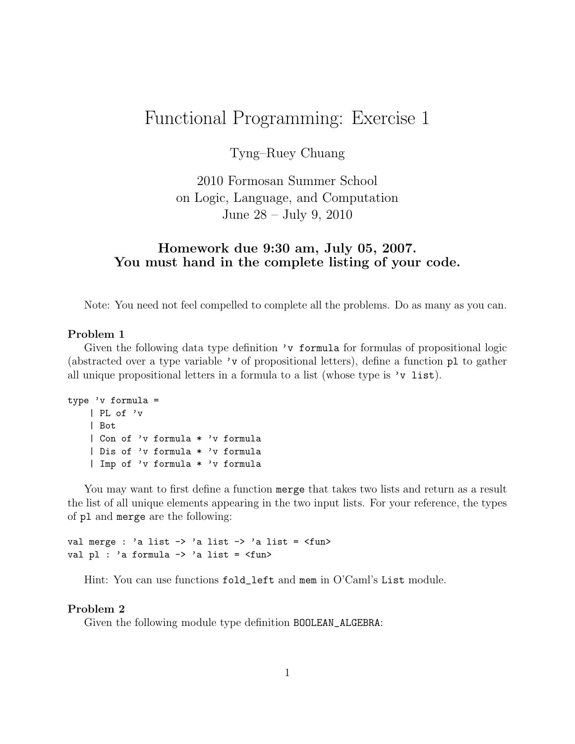# Functional Programming: Exercise 1

Tyng–Ruey Chuang

2010 Formosan Summer School
on Logic, Language, and Computation
June 28 – July 9, 2010

**Homework due 9:30 am, July 05, 2007.**
**You must hand in the complete listing of your code.**

Note: You need not feel compelled to complete all the problems. Do as many as you can.

### Problem 1

Given the following data type definition `'v formula` for formulas of propositional logic (abstracted over a type variable `'v` of propositional letters), define a function `pl` to gather all unique propositional letters in a formula to a list (whose type is `'v list`).

```
type 'v formula =
    | PL of 'v
    | Bot
    | Con of 'v formula * 'v formula
    | Dis of 'v formula * 'v formula
    | Imp of 'v formula * 'v formula
```

You may want to first define a function `merge` that takes two lists and return as a result the list of all unique elements appearing in the two input lists. For your reference, the types of `pl` and `merge` are the following:

```
val merge : 'a list -> 'a list -> 'a list = <fun>
val pl : 'a formula -> 'a list = <fun>
```

Hint: You can use functions `fold_left` and `mem` in O'Caml's `List` module.

### Problem 2

Given the following module type definition `BOOLEAN_ALGEBRA`: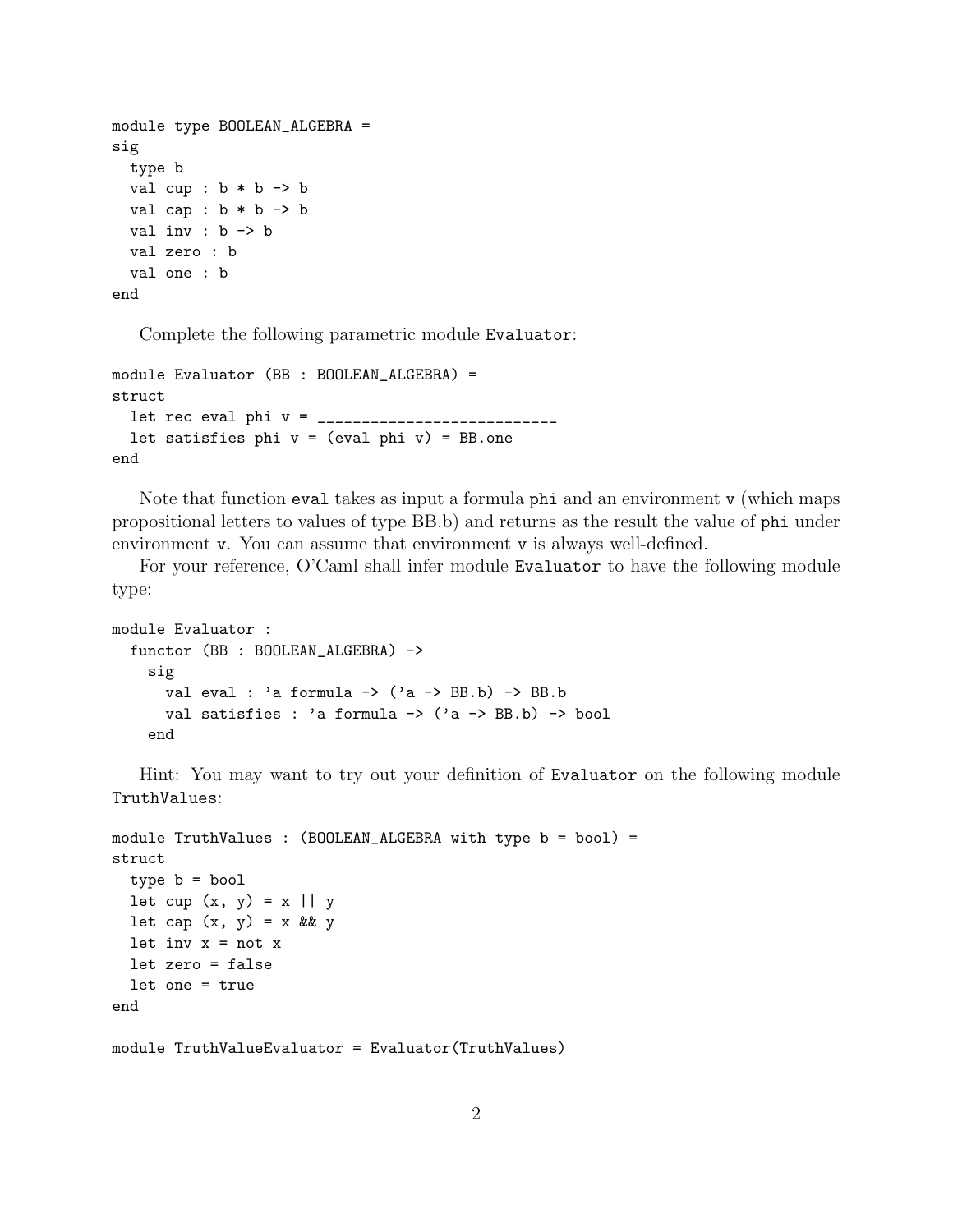```
module type BOOLEAN_ALGEBRA =
sig
  type b
  val cup : b * b -> b
  val cap : b * b -> b
  val inv : b -> b
  val zero : b
  val one : b
end
```

Complete the following parametric module Evaluator:

```
module Evaluator (BB : BOOLEAN_ALGEBRA) =
struct
  let rec eval phi v = ___________________________
  let satisfies phi v = (eval phi v) = BB.one
end
```

Note that function eval takes as input a formula phi and an environment v (which maps propositional letters to values of type BB.b) and returns as the result the value of phi under environment v. You can assume that environment v is always well-defined.

For your reference, O'Caml shall infer module Evaluator to have the following module type:

```
module Evaluator :
  functor (BB : BOOLEAN_ALGEBRA) ->
    sig
      val eval : 'a formula -> ('a -> BB.b) -> BB.b
      val satisfies : 'a formula -> ('a -> BB.b) -> bool
    end
```

Hint: You may want to try out your definition of Evaluator on the following module TruthValues:

```
module TruthValues : (BOOLEAN_ALGEBRA with type b = bool) =
struct
  type b = bool
  let cup (x, y) = x || y
  let cap (x, y) = x && y
  let inv x = not x
  let zero = false
  let one = true
end

module TruthValueEvaluator = Evaluator(TruthValues)
```